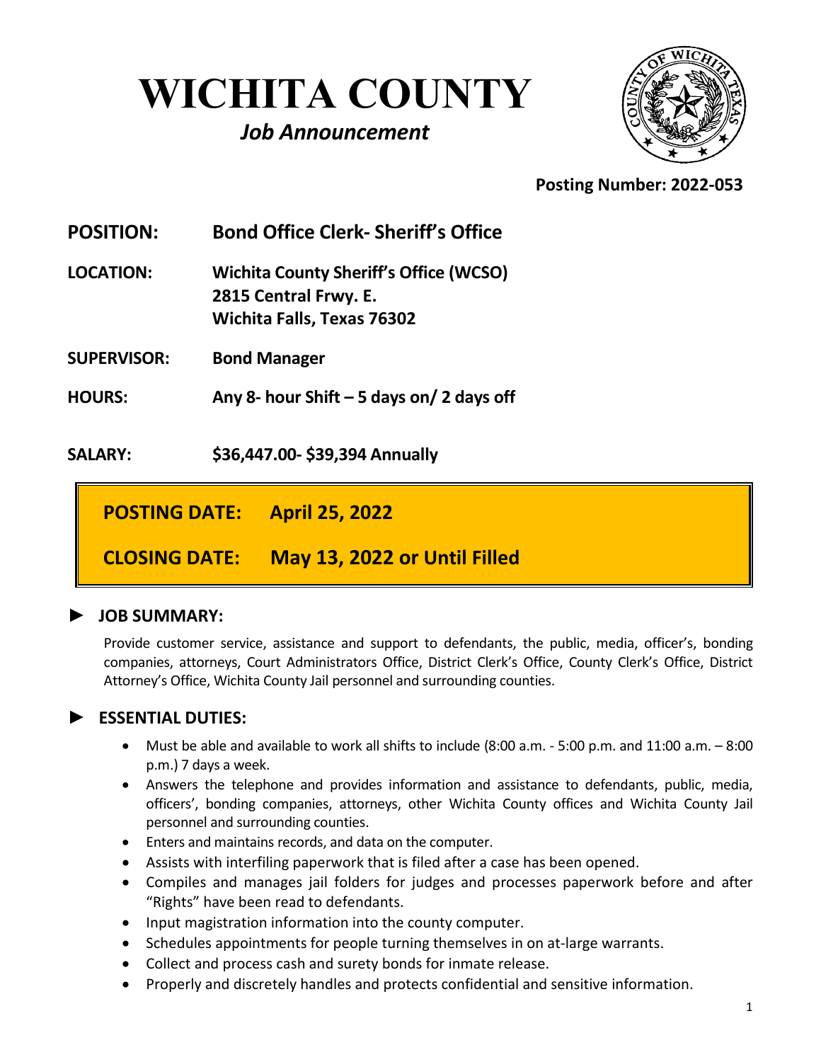# WICHITA COUNTY

## *Job Announcement*

**Posting Number: 2022-053**

**POSITION:** **Bond Office Clerk- Sheriff's Office**

**LOCATION:** **Wichita County Sheriff's Office (WCSO)**
**2815 Central Frwy. E.**
**Wichita Falls, Texas 76302**

**SUPERVISOR:** **Bond Manager**

**HOURS:** **Any 8- hour Shift – 5 days on/ 2 days off**

**SALARY:** **$36,447.00- $39,394 Annually**

**POSTING DATE: April 25, 2022**

**CLOSING DATE: May 13, 2022 or Until Filled**

## ► JOB SUMMARY:

Provide customer service, assistance and support to defendants, the public, media, officer's, bonding companies, attorneys, Court Administrators Office, District Clerk's Office, County Clerk's Office, District Attorney's Office, Wichita County Jail personnel and surrounding counties.

## ► ESSENTIAL DUTIES:

- Must be able and available to work all shifts to include (8:00 a.m. - 5:00 p.m. and 11:00 a.m. – 8:00 p.m.) 7 days a week.
- Answers the telephone and provides information and assistance to defendants, public, media, officers', bonding companies, attorneys, other Wichita County offices and Wichita County Jail personnel and surrounding counties.
- Enters and maintains records, and data on the computer.
- Assists with interfiling paperwork that is filed after a case has been opened.
- Compiles and manages jail folders for judges and processes paperwork before and after "Rights" have been read to defendants.
- Input magistration information into the county computer.
- Schedules appointments for people turning themselves in on at-large warrants.
- Collect and process cash and surety bonds for inmate release.
- Properly and discretely handles and protects confidential and sensitive information.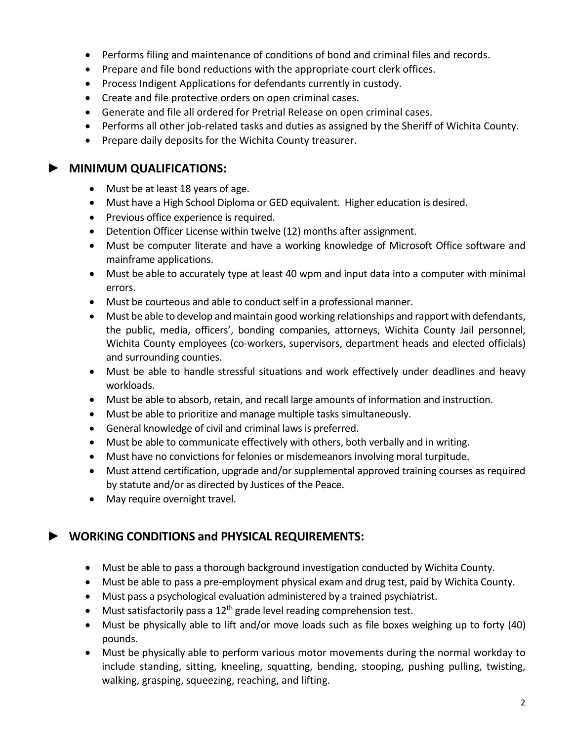- Performs filing and maintenance of conditions of bond and criminal files and records.
- Prepare and file bond reductions with the appropriate court clerk offices.
- Process Indigent Applications for defendants currently in custody.
- Create and file protective orders on open criminal cases.
- Generate and file all ordered for Pretrial Release on open criminal cases.
- Performs all other job-related tasks and duties as assigned by the Sheriff of Wichita County.
- Prepare daily deposits for the Wichita County treasurer.

## ► MINIMUM QUALIFICATIONS:

- Must be at least 18 years of age.
- Must have a High School Diploma or GED equivalent. Higher education is desired.
- Previous office experience is required.
- Detention Officer License within twelve (12) months after assignment.
- Must be computer literate and have a working knowledge of Microsoft Office software and mainframe applications.
- Must be able to accurately type at least 40 wpm and input data into a computer with minimal errors.
- Must be courteous and able to conduct self in a professional manner.
- Must be able to develop and maintain good working relationships and rapport with defendants, the public, media, officers', bonding companies, attorneys, Wichita County Jail personnel, Wichita County employees (co-workers, supervisors, department heads and elected officials) and surrounding counties.
- Must be able to handle stressful situations and work effectively under deadlines and heavy workloads.
- Must be able to absorb, retain, and recall large amounts of information and instruction.
- Must be able to prioritize and manage multiple tasks simultaneously.
- General knowledge of civil and criminal laws is preferred.
- Must be able to communicate effectively with others, both verbally and in writing.
- Must have no convictions for felonies or misdemeanors involving moral turpitude.
- Must attend certification, upgrade and/or supplemental approved training courses as required by statute and/or as directed by Justices of the Peace.
- May require overnight travel.

## ► WORKING CONDITIONS and PHYSICAL REQUIREMENTS:

- Must be able to pass a thorough background investigation conducted by Wichita County.
- Must be able to pass a pre-employment physical exam and drug test, paid by Wichita County.
- Must pass a psychological evaluation administered by a trained psychiatrist.
- Must satisfactorily pass a 12th grade level reading comprehension test.
- Must be physically able to lift and/or move loads such as file boxes weighing up to forty (40) pounds.
- Must be physically able to perform various motor movements during the normal workday to include standing, sitting, kneeling, squatting, bending, stooping, pushing pulling, twisting, walking, grasping, squeezing, reaching, and lifting.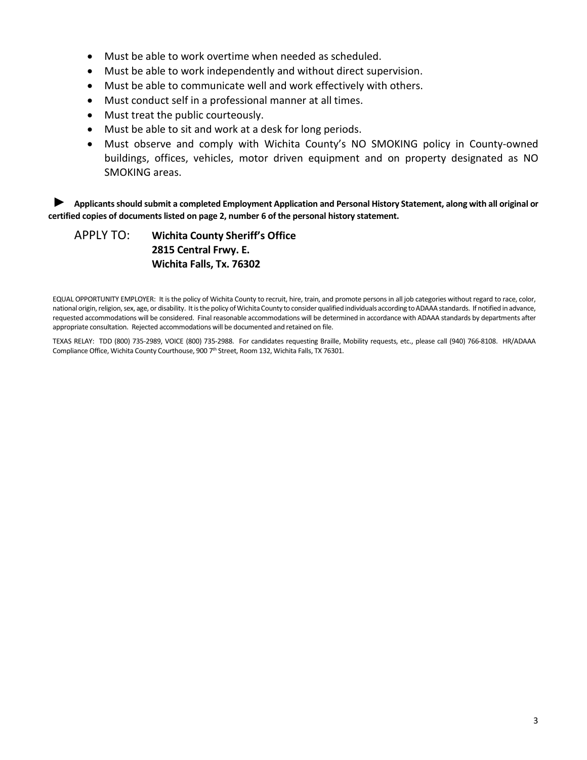- Must be able to work overtime when needed as scheduled.
- Must be able to work independently and without direct supervision.
- Must be able to communicate well and work effectively with others.
- Must conduct self in a professional manner at all times.
- Must treat the public courteously.
- Must be able to sit and work at a desk for long periods.
- Must observe and comply with Wichita County's NO SMOKING policy in County-owned buildings, offices, vehicles, motor driven equipment and on property designated as NO SMOKING areas.

► **Applicants should submit a completed Employment Application and Personal History Statement, along with all original or certified copies of documents listed on page 2, number 6 of the personal history statement.**

APPLY TO: **Wichita County Sheriff's Office**
**2815 Central Frwy. E.**
**Wichita Falls, Tx. 76302**

EQUAL OPPORTUNITY EMPLOYER: It is the policy of Wichita County to recruit, hire, train, and promote persons in all job categories without regard to race, color, national origin, religion, sex, age, or disability. It is the policy of Wichita County to consider qualified individuals according to ADAAA standards. If notified in advance, requested accommodations will be considered. Final reasonable accommodations will be determined in accordance with ADAAA standards by departments after appropriate consultation. Rejected accommodations will be documented and retained on file.

TEXAS RELAY: TDD (800) 735-2989, VOICE (800) 735-2988. For candidates requesting Braille, Mobility requests, etc., please call (940) 766-8108. HR/ADAAA Compliance Office, Wichita County Courthouse, 900 7th Street, Room 132, Wichita Falls, TX 76301.